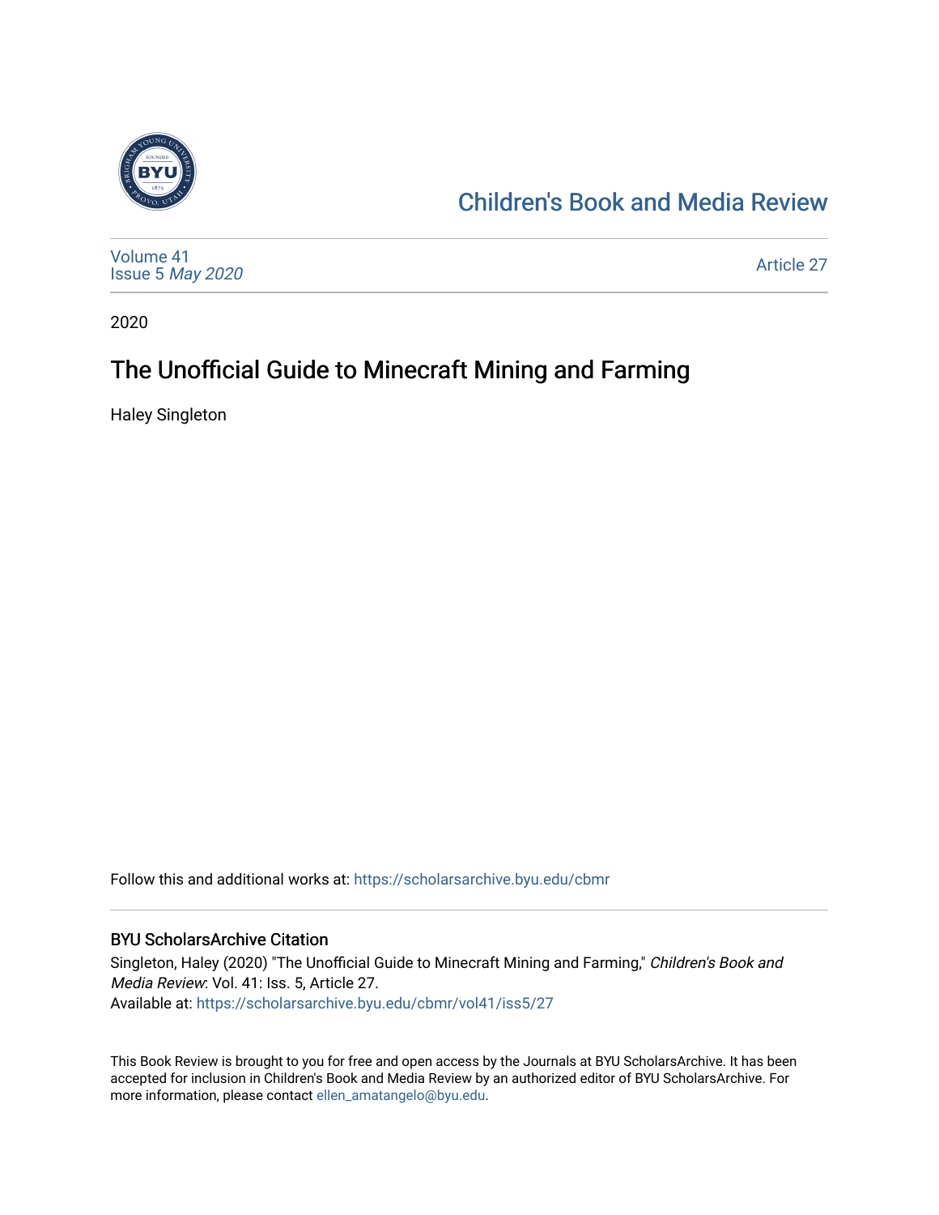Children's Book and Media Review

Volume 41
Issue 5 *May 2020*

Article 27

2020

# The Unofficial Guide to Minecraft Mining and Farming

Haley Singleton

Follow this and additional works at: https://scholarsarchive.byu.edu/cbmr

## BYU ScholarsArchive Citation

Singleton, Haley (2020) "The Unofficial Guide to Minecraft Mining and Farming," *Children's Book and Media Review*: Vol. 41: Iss. 5, Article 27.
Available at: https://scholarsarchive.byu.edu/cbmr/vol41/iss5/27

This Book Review is brought to you for free and open access by the Journals at BYU ScholarsArchive. It has been accepted for inclusion in Children's Book and Media Review by an authorized editor of BYU ScholarsArchive. For more information, please contact ellen_amatangelo@byu.edu.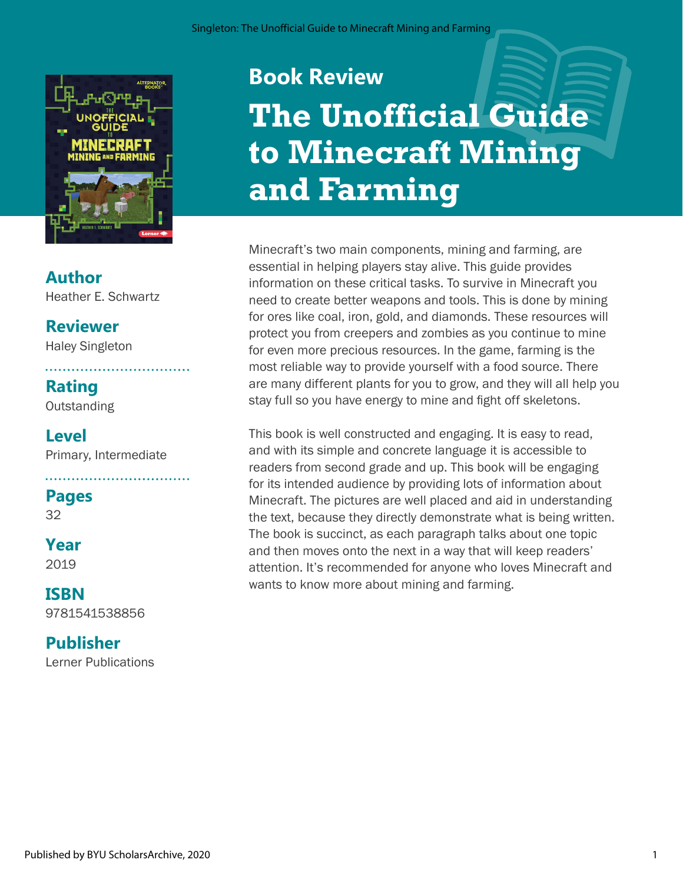## Book Review

# The Unofficial Guide to Minecraft Mining and Farming

**Author**
Heather E. Schwartz

**Reviewer**
Haley Singleton

**Rating**
Outstanding

**Level**
Primary, Intermediate

**Pages**
32

**Year**
2019

**ISBN**
9781541538856

**Publisher**
Lerner Publications

Minecraft's two main components, mining and farming, are essential in helping players stay alive. This guide provides information on these critical tasks. To survive in Minecraft you need to create better weapons and tools. This is done by mining for ores like coal, iron, gold, and diamonds. These resources will protect you from creepers and zombies as you continue to mine for even more precious resources. In the game, farming is the most reliable way to provide yourself with a food source. There are many different plants for you to grow, and they will all help you stay full so you have energy to mine and fight off skeletons.

This book is well constructed and engaging. It is easy to read, and with its simple and concrete language it is accessible to readers from second grade and up. This book will be engaging for its intended audience by providing lots of information about Minecraft. The pictures are well placed and aid in understanding the text, because they directly demonstrate what is being written. The book is succinct, as each paragraph talks about one topic and then moves onto the next in a way that will keep readers' attention. It's recommended for anyone who loves Minecraft and wants to know more about mining and farming.